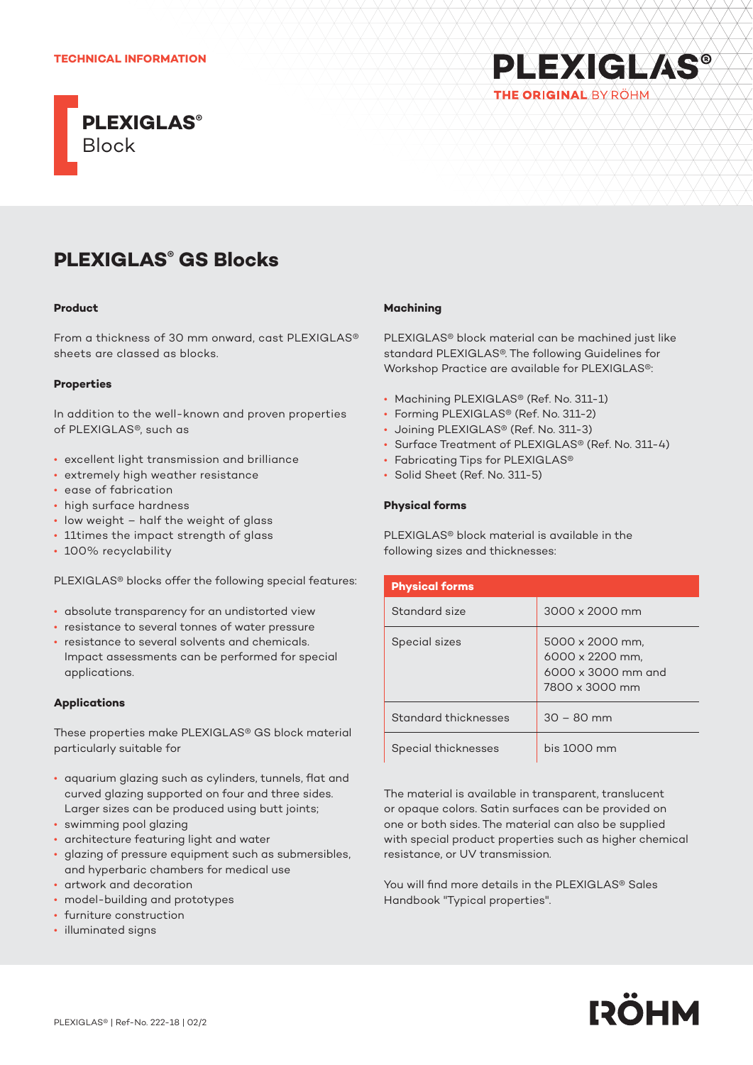TECHNICAL INFORMATION

# PLEXIGLAS® Block

## PLEXIGLAS® GS Blocks

### Product

From a thickness of 30 mm onward, cast PLEXIGLAS® sheets are classed as blocks.

### Properties

In addition to the well-known and proven properties of PLEXIGLAS®, such as

- excellent light transmission and brilliance
- extremely high weather resistance
- ease of fabrication
- high surface hardness
- low weight – half the weight of glass
- 11times the impact strength of glass
- 100% recyclability

PLEXIGLAS® blocks offer the following special features:

- absolute transparency for an undistorted view
- resistance to several tonnes of water pressure
- resistance to several solvents and chemicals. Impact assessments can be performed for special applications.

### Applications

These properties make PLEXIGLAS® GS block material particularly suitable for

- aquarium glazing such as cylinders, tunnels, flat and curved glazing supported on four and three sides. Larger sizes can be produced using butt joints;
- swimming pool glazing
- architecture featuring light and water
- glazing of pressure equipment such as submersibles, and hyperbaric chambers for medical use
- artwork and decoration
- model-building and prototypes
- furniture construction
- illuminated signs

### Machining

PLEXIGLAS® block material can be machined just like standard PLEXIGLAS®. The following Guidelines for Workshop Practice are available for PLEXIGLAS®:

- Machining PLEXIGLAS® (Ref. No. 311-1)
- Forming PLEXIGLAS® (Ref. No. 311-2)
- Joining PLEXIGLAS® (Ref. No. 311-3)
- Surface Treatment of PLEXIGLAS® (Ref. No. 311-4)
- Fabricating Tips for PLEXIGLAS®
- Solid Sheet (Ref. No. 311-5)

### Physical forms

PLEXIGLAS® block material is available in the following sizes and thicknesses:

| Physical forms | |
|---|---|
| Standard size | 3000 x 2000 mm |
| Special sizes | 5000 x 2000 mm, 6000 x 2200 mm, 6000 x 3000 mm and 7800 x 3000 mm |
| Standard thicknesses | 30 – 80 mm |
| Special thicknesses | bis 1000 mm |

The material is available in transparent, translucent or opaque colors. Satin surfaces can be provided on one or both sides. The material can also be supplied with special product properties such as higher chemical resistance, or UV transmission.

You will find more details in the PLEXIGLAS® Sales Handbook "Typical properties".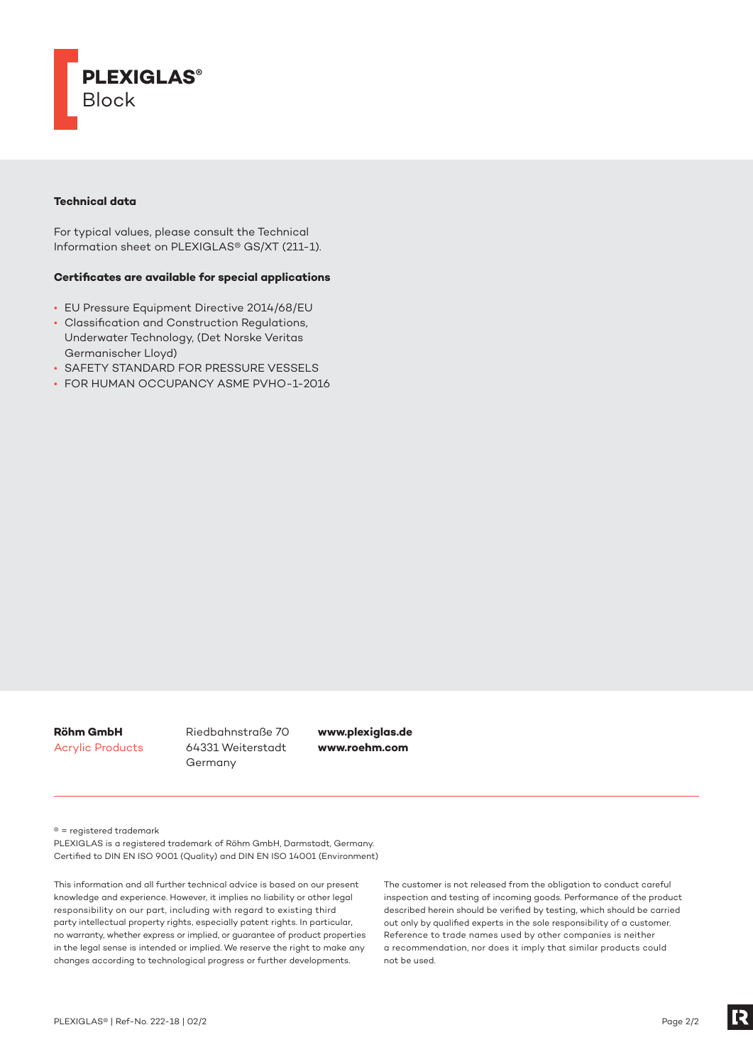# PLEXIGLAS®
Block

**Technical data**

For typical values, please consult the Technical Information sheet on PLEXIGLAS® GS/XT (211-1).

**Certificates are available for special applications**

- EU Pressure Equipment Directive 2014/68/EU
- Classification and Construction Regulations, Underwater Technology, (Det Norske Veritas Germanischer Lloyd)
- SAFETY STANDARD FOR PRESSURE VESSELS
- FOR HUMAN OCCUPANCY ASME PVHO-1-2016

**Röhm GmbH**
Acrylic Products

Riedbahnstraße 70
64331 Weiterstadt
Germany

**www.plexiglas.de**
**www.roehm.com**

® = registered trademark
PLEXIGLAS is a registered trademark of Röhm GmbH, Darmstadt, Germany.
Certified to DIN EN ISO 9001 (Quality) and DIN EN ISO 14001 (Environment)

This information and all further technical advice is based on our present knowledge and experience. However, it implies no liability or other legal responsibility on our part, including with regard to existing third party intellectual property rights, especially patent rights. In particular, no warranty, whether express or implied, or guarantee of product properties in the legal sense is intended or implied. We reserve the right to make any changes according to technological progress or further developments.

The customer is not released from the obligation to conduct careful inspection and testing of incoming goods. Performance of the product described herein should be verified by testing, which should be carried out only by qualified experts in the sole responsibility of a customer. Reference to trade names used by other companies is neither a recommendation, nor does it imply that similar products could not be used.

PLEXIGLAS® | Ref-No. 222-18 | 02/2